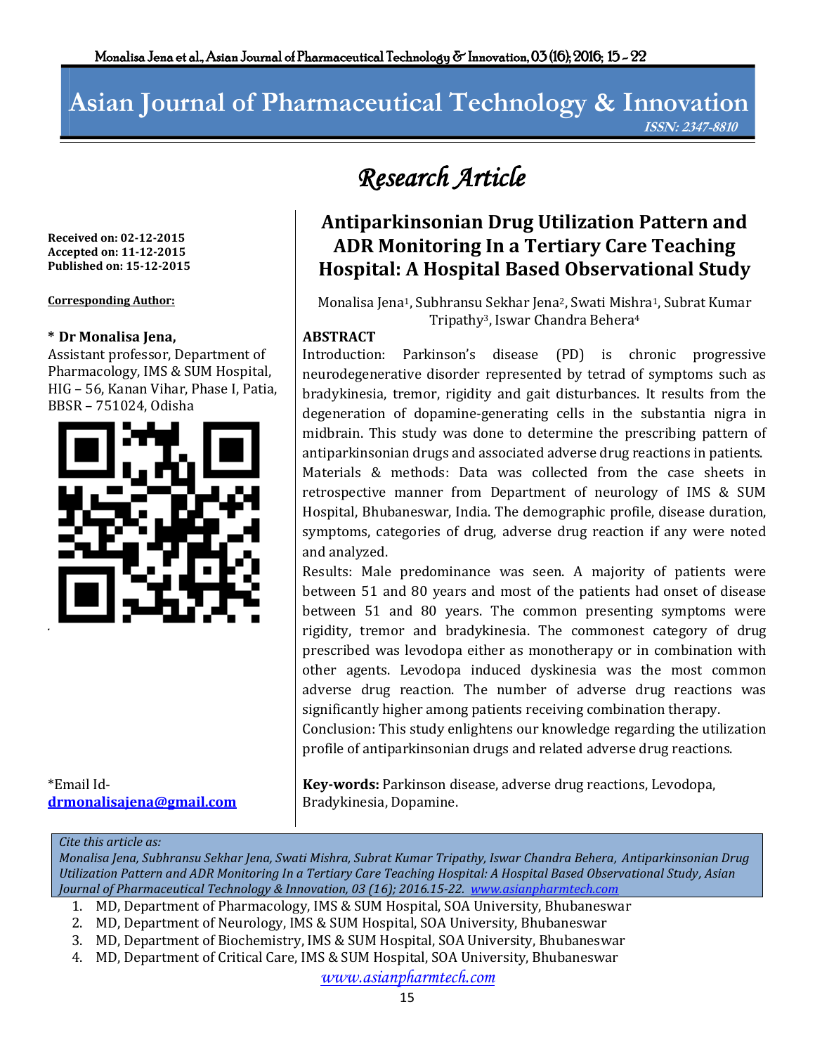# Asian Journal of Pharmaceutical Technology & Innovation

ISSN: 2347-8810

*Research Article*

**Received on: 02-12-2015**
**Accepted on: 11-12-2015**
**Published on: 15-12-2015**

**Corresponding Author:**

**\* Dr Monalisa Jena,**
Assistant professor, Department of Pharmacology, IMS & SUM Hospital, HIG – 56, Kanan Vihar, Phase I, Patia, BBSR – 751024, Odisha

*Email Id- drmonalisajena@gmail.com

## Antiparkinsonian Drug Utilization Pattern and ADR Monitoring In a Tertiary Care Teaching Hospital: A Hospital Based Observational Study

Monalisa Jena[1], Subhransu Sekhar Jena[2], Swati Mishra[1], Subrat Kumar Tripathy[3], Iswar Chandra Behera[4]

### ABSTRACT

Introduction: Parkinson's disease (PD) is chronic progressive neurodegenerative disorder represented by tetrad of symptoms such as bradykinesia, tremor, rigidity and gait disturbances. It results from the degeneration of dopamine-generating cells in the substantia nigra in midbrain. This study was done to determine the prescribing pattern of antiparkinsonian drugs and associated adverse drug reactions in patients.

Materials & methods: Data was collected from the case sheets in retrospective manner from Department of neurology of IMS & SUM Hospital, Bhubaneswar, India. The demographic profile, disease duration, symptoms, categories of drug, adverse drug reaction if any were noted and analyzed.

Results: Male predominance was seen. A majority of patients were between 51 and 80 years and most of the patients had onset of disease between 51 and 80 years. The common presenting symptoms were rigidity, tremor and bradykinesia. The commonest category of drug prescribed was levodopa either as monotherapy or in combination with other agents. Levodopa induced dyskinesia was the most common adverse drug reaction. The number of adverse drug reactions was significantly higher among patients receiving combination therapy.

Conclusion: This study enlightens our knowledge regarding the utilization profile of antiparkinsonian drugs and related adverse drug reactions.

**Key-words:** Parkinson disease, adverse drug reactions, Levodopa, Bradykinesia, Dopamine.

*Cite this article as:*
*Monalisa Jena, Subhransu Sekhar Jena, Swati Mishra, Subrat Kumar Tripathy, Iswar Chandra Behera, Antiparkinsonian Drug Utilization Pattern and ADR Monitoring In a Tertiary Care Teaching Hospital: A Hospital Based Observational Study, Asian Journal of Pharmaceutical Technology & Innovation, 03 (16); 2016.15-22. www.asianpharmtech.com*

1. MD, Department of Pharmacology, IMS & SUM Hospital, SOA University, Bhubaneswar
2. MD, Department of Neurology, IMS & SUM Hospital, SOA University, Bhubaneswar
3. MD, Department of Biochemistry, IMS & SUM Hospital, SOA University, Bhubaneswar
4. MD, Department of Critical Care, IMS & SUM Hospital, SOA University, Bhubaneswar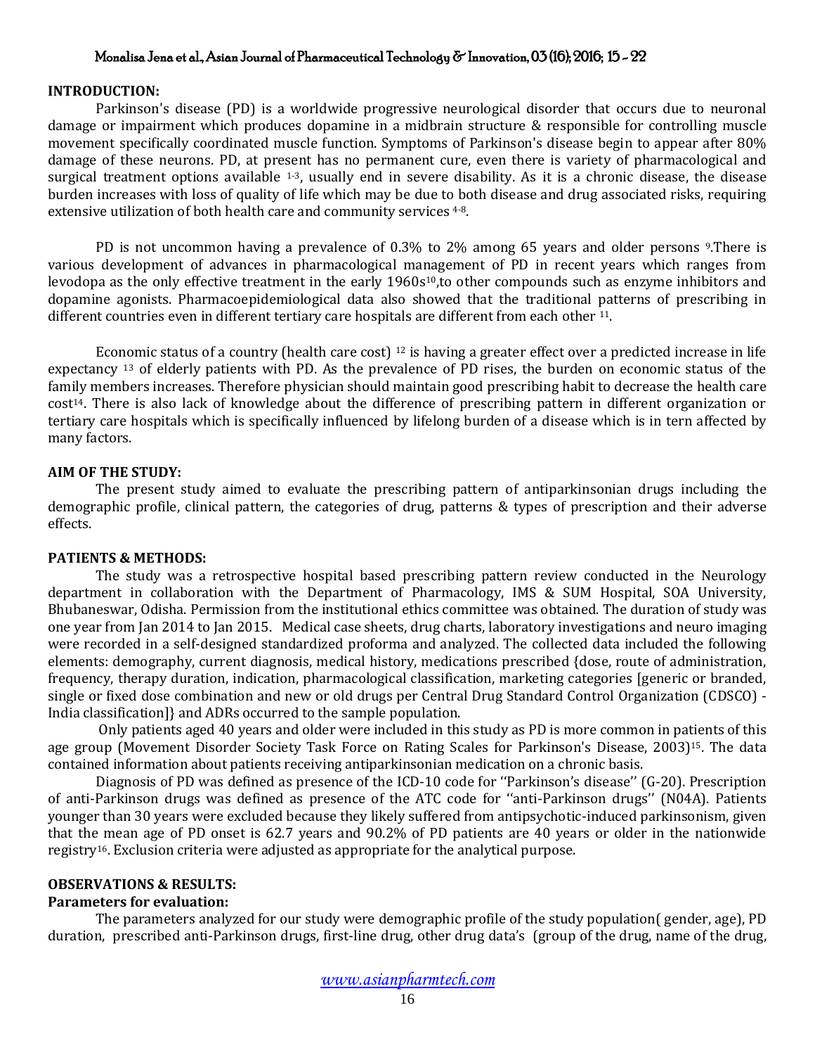## INTRODUCTION:

Parkinson's disease (PD) is a worldwide progressive neurological disorder that occurs due to neuronal damage or impairment which produces dopamine in a midbrain structure & responsible for controlling muscle movement specifically coordinated muscle function. Symptoms of Parkinson's disease begin to appear after 80% damage of these neurons. PD, at present has no permanent cure, even there is variety of pharmacological and surgical treatment options available [1-3], usually end in severe disability. As it is a chronic disease, the disease burden increases with loss of quality of life which may be due to both disease and drug associated risks, requiring extensive utilization of both health care and community services [4-8].

PD is not uncommon having a prevalence of 0.3% to 2% among 65 years and older persons [9].There is various development of advances in pharmacological management of PD in recent years which ranges from levodopa as the only effective treatment in the early 1960s[10],to other compounds such as enzyme inhibitors and dopamine agonists. Pharmacoepidemiological data also showed that the traditional patterns of prescribing in different countries even in different tertiary care hospitals are different from each other [11].

Economic status of a country (health care cost) [12] is having a greater effect over a predicted increase in life expectancy [13] of elderly patients with PD. As the prevalence of PD rises, the burden on economic status of the family members increases. Therefore physician should maintain good prescribing habit to decrease the health care cost[14]. There is also lack of knowledge about the difference of prescribing pattern in different organization or tertiary care hospitals which is specifically influenced by lifelong burden of a disease which is in tern affected by many factors.

## AIM OF THE STUDY:

The present study aimed to evaluate the prescribing pattern of antiparkinsonian drugs including the demographic profile, clinical pattern, the categories of drug, patterns & types of prescription and their adverse effects.

## PATIENTS & METHODS:

The study was a retrospective hospital based prescribing pattern review conducted in the Neurology department in collaboration with the Department of Pharmacology, IMS & SUM Hospital, SOA University, Bhubaneswar, Odisha. Permission from the institutional ethics committee was obtained. The duration of study was one year from Jan 2014 to Jan 2015. Medical case sheets, drug charts, laboratory investigations and neuro imaging were recorded in a self-designed standardized proforma and analyzed. The collected data included the following elements: demography, current diagnosis, medical history, medications prescribed {dose, route of administration, frequency, therapy duration, indication, pharmacological classification, marketing categories [generic or branded, single or fixed dose combination and new or old drugs per Central Drug Standard Control Organization (CDSCO) - India classification]} and ADRs occurred to the sample population.

Only patients aged 40 years and older were included in this study as PD is more common in patients of this age group (Movement Disorder Society Task Force on Rating Scales for Parkinson's Disease, 2003)[15]. The data contained information about patients receiving antiparkinsonian medication on a chronic basis.

Diagnosis of PD was defined as presence of the ICD-10 code for ''Parkinson's disease'' (G-20). Prescription of anti-Parkinson drugs was defined as presence of the ATC code for ''anti-Parkinson drugs'' (N04A). Patients younger than 30 years were excluded because they likely suffered from antipsychotic-induced parkinsonism, given that the mean age of PD onset is 62.7 years and 90.2% of PD patients are 40 years or older in the nationwide registry[16]. Exclusion criteria were adjusted as appropriate for the analytical purpose.

## OBSERVATIONS & RESULTS:

### Parameters for evaluation:

The parameters analyzed for our study were demographic profile of the study population( gender, age), PD duration, prescribed anti-Parkinson drugs, first-line drug, other drug data's (group of the drug, name of the drug,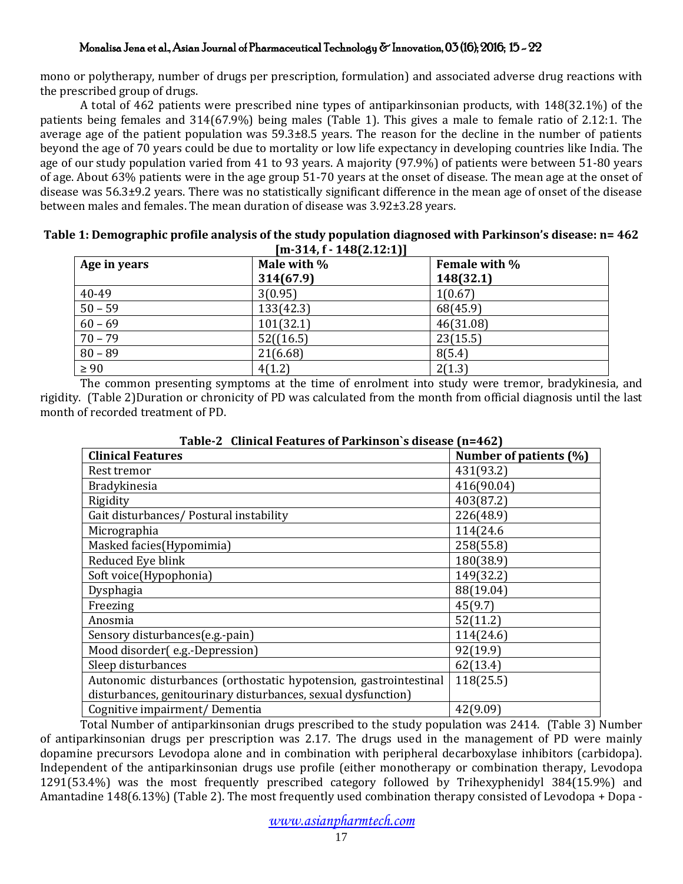mono or polytherapy, number of drugs per prescription, formulation) and associated adverse drug reactions with the prescribed group of drugs.

A total of 462 patients were prescribed nine types of antiparkinsonian products, with 148(32.1%) of the patients being females and 314(67.9%) being males (Table 1). This gives a male to female ratio of 2.12:1. The average age of the patient population was 59.3±8.5 years. The reason for the decline in the number of patients beyond the age of 70 years could be due to mortality or low life expectancy in developing countries like India. The age of our study population varied from 41 to 93 years. A majority (97.9%) of patients were between 51-80 years of age. About 63% patients were in the age group 51-70 years at the onset of disease. The mean age at the onset of disease was 56.3±9.2 years. There was no statistically significant difference in the mean age of onset of the disease between males and females. The mean duration of disease was 3.92±3.28 years.

**Table 1: Demographic profile analysis of the study population diagnosed with Parkinson's disease: n= 462 [m-314, f - 148(2.12:1)]**

| Age in years | Male with % 314(67.9) | Female with % 148(32.1) |
|---|---|---|
| 40-49 | 3(0.95) | 1(0.67) |
| 50 – 59 | 133(42.3) | 68(45.9) |
| 60 – 69 | 101(32.1) | 46(31.08) |
| 70 – 79 | 52((16.5) | 23(15.5) |
| 80 – 89 | 21(6.68) | 8(5.4) |
| ≥ 90 | 4(1.2) | 2(1.3) |

The common presenting symptoms at the time of enrolment into study were tremor, bradykinesia, and rigidity. (Table 2)Duration or chronicity of PD was calculated from the month from official diagnosis until the last month of recorded treatment of PD.

**Table-2 Clinical Features of Parkinson`s disease (n=462)**

| Clinical Features | Number of patients (%) |
|---|---|
| Rest tremor | 431(93.2) |
| Bradykinesia | 416(90.04) |
| Rigidity | 403(87.2) |
| Gait disturbances/ Postural instability | 226(48.9) |
| Micrographia | 114(24.6 |
| Masked facies(Hypomimia) | 258(55.8) |
| Reduced Eye blink | 180(38.9) |
| Soft voice(Hypophonia) | 149(32.2) |
| Dysphagia | 88(19.04) |
| Freezing | 45(9.7) |
| Anosmia | 52(11.2) |
| Sensory disturbances(e.g.-pain) | 114(24.6) |
| Mood disorder( e.g.-Depression) | 92(19.9) |
| Sleep disturbances | 62(13.4) |
| Autonomic disturbances (orthostatic hypotension, gastrointestinal disturbances, genitourinary disturbances, sexual dysfunction) | 118(25.5) |
| Cognitive impairment/ Dementia | 42(9.09) |

Total Number of antiparkinsonian drugs prescribed to the study population was 2414. (Table 3) Number of antiparkinsonian drugs per prescription was 2.17. The drugs used in the management of PD were mainly dopamine precursors Levodopa alone and in combination with peripheral decarboxylase inhibitors (carbidopa). Independent of the antiparkinsonian drugs use profile (either monotherapy or combination therapy, Levodopa 1291(53.4%) was the most frequently prescribed category followed by Trihexyphenidyl 384(15.9%) and Amantadine 148(6.13%) (Table 2). The most frequently used combination therapy consisted of Levodopa + Dopa -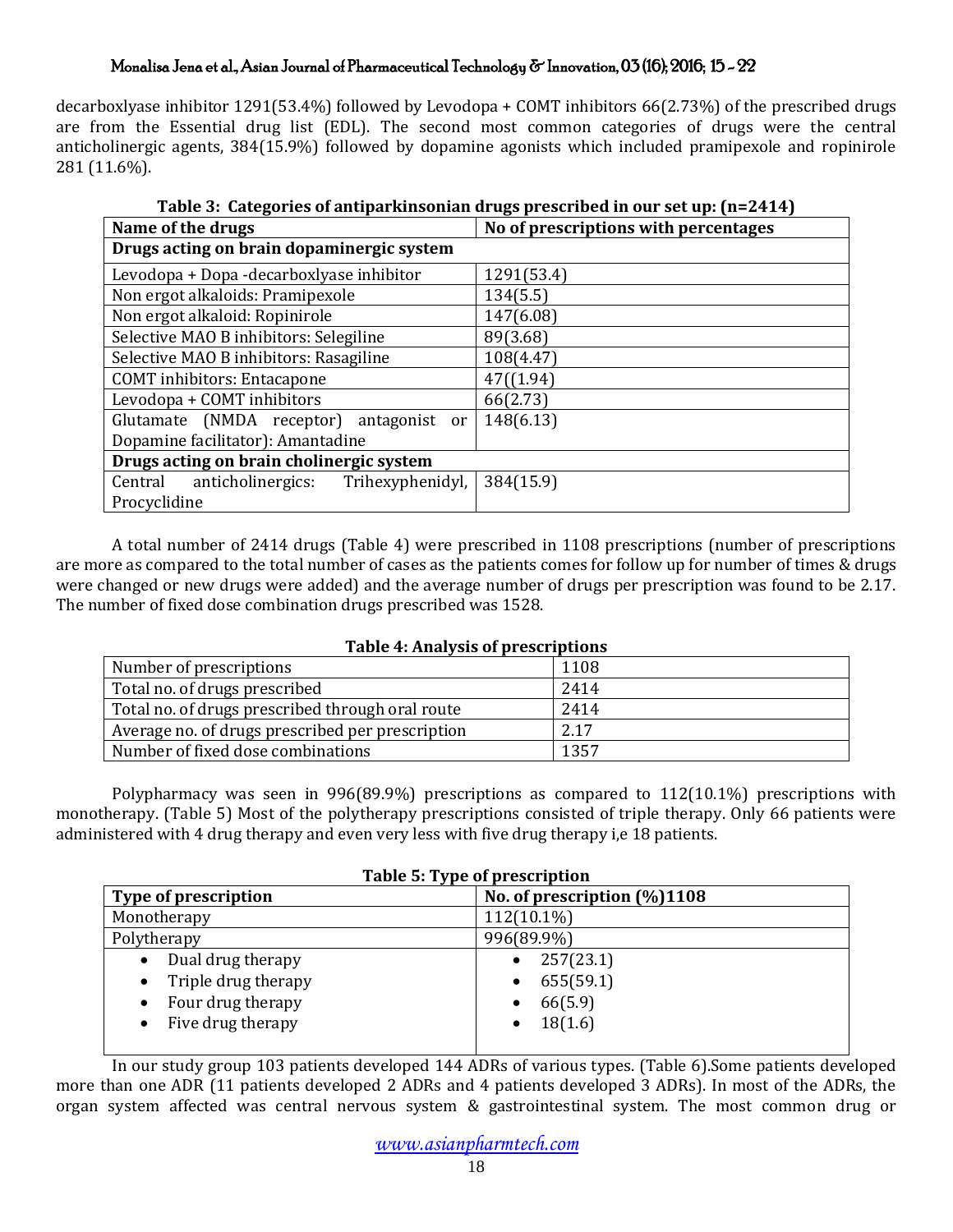decarboxlyase inhibitor 1291(53.4%) followed by Levodopa + COMT inhibitors 66(2.73%) of the prescribed drugs are from the Essential drug list (EDL). The second most common categories of drugs were the central anticholinergic agents, 384(15.9%) followed by dopamine agonists which included pramipexole and ropinirole 281 (11.6%).

**Table 3: Categories of antiparkinsonian drugs prescribed in our set up: (n=2414)**

| Name of the drugs | No of prescriptions with percentages |
|---|---|
| **Drugs acting on brain dopaminergic system** | |
| Levodopa + Dopa -decarboxlyase inhibitor | 1291(53.4) |
| Non ergot alkaloids: Pramipexole | 134(5.5) |
| Non ergot alkaloid: Ropinirole | 147(6.08) |
| Selective MAO B inhibitors: Selegiline | 89(3.68) |
| Selective MAO B inhibitors: Rasagiline | 108(4.47) |
| COMT inhibitors: Entacapone | 47((1.94) |
| Levodopa + COMT inhibitors | 66(2.73) |
| Glutamate (NMDA receptor) antagonist or Dopamine facilitator): Amantadine | 148(6.13) |
| **Drugs acting on brain cholinergic system** | |
| Central anticholinergics: Trihexyphenidyl, Procyclidine | 384(15.9) |

A total number of 2414 drugs (Table 4) were prescribed in 1108 prescriptions (number of prescriptions are more as compared to the total number of cases as the patients comes for follow up for number of times & drugs were changed or new drugs were added) and the average number of drugs per prescription was found to be 2.17. The number of fixed dose combination drugs prescribed was 1528.

**Table 4: Analysis of prescriptions**

| | |
|---|---|
| Number of prescriptions | 1108 |
| Total no. of drugs prescribed | 2414 |
| Total no. of drugs prescribed through oral route | 2414 |
| Average no. of drugs prescribed per prescription | 2.17 |
| Number of fixed dose combinations | 1357 |

Polypharmacy was seen in 996(89.9%) prescriptions as compared to 112(10.1%) prescriptions with monotherapy. (Table 5) Most of the polytherapy prescriptions consisted of triple therapy. Only 66 patients were administered with 4 drug therapy and even very less with five drug therapy i,e 18 patients.

**Table 5: Type of prescription**

| Type of prescription | No. of prescription (%)1108 |
|---|---|
| Monotherapy | 112(10.1%) |
| Polytherapy | 996(89.9%) |
| • Dual drug therapy | • 257(23.1) |
| • Triple drug therapy | • 655(59.1) |
| • Four drug therapy | • 66(5.9) |
| • Five drug therapy | • 18(1.6) |

In our study group 103 patients developed 144 ADRs of various types. (Table 6).Some patients developed more than one ADR (11 patients developed 2 ADRs and 4 patients developed 3 ADRs). In most of the ADRs, the organ system affected was central nervous system & gastrointestinal system. The most common drug or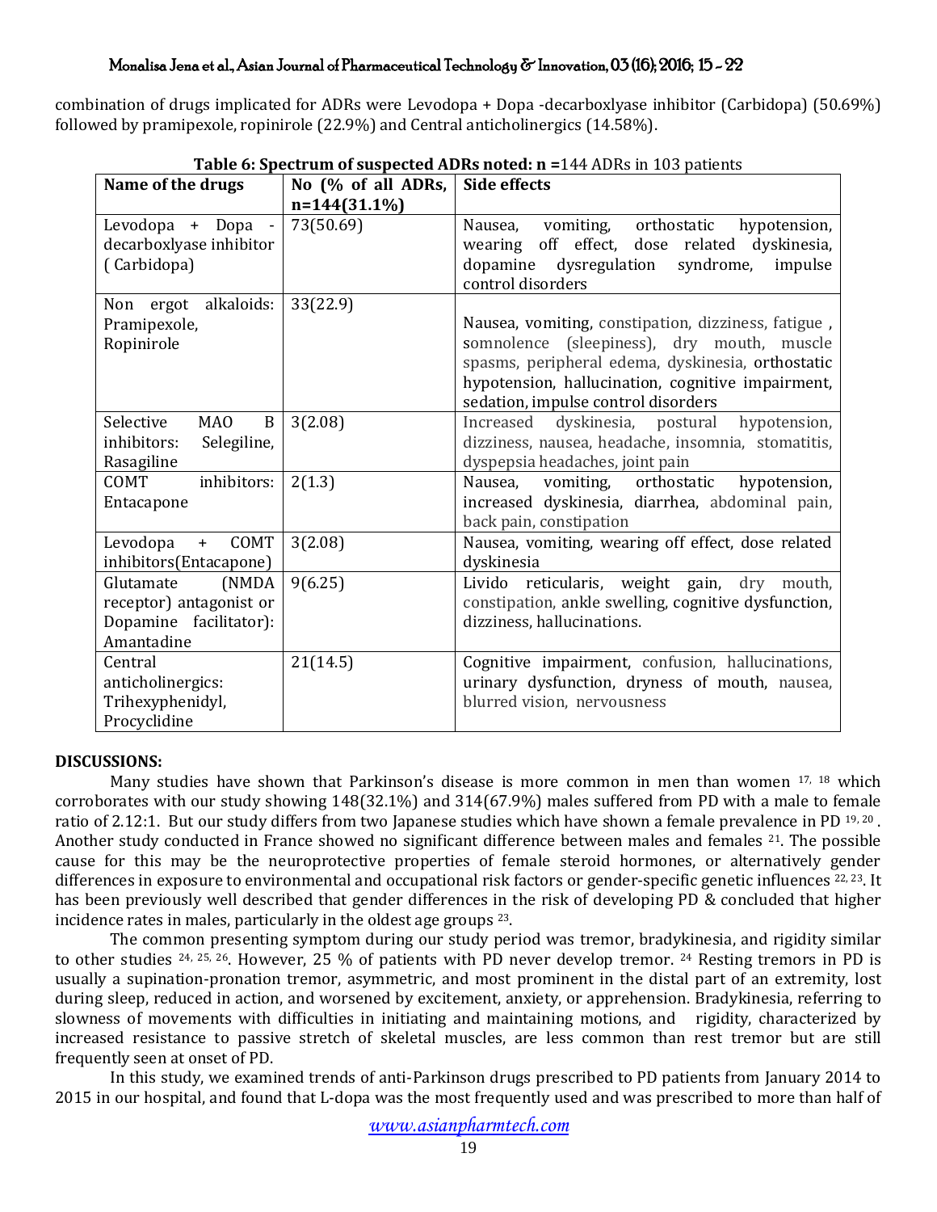combination of drugs implicated for ADRs were Levodopa + Dopa -decarboxlyase inhibitor (Carbidopa) (50.69%) followed by pramipexole, ropinirole (22.9%) and Central anticholinergics (14.58%).

**Table 6: Spectrum of suspected ADRs noted: n =**144 ADRs in 103 patients

| Name of the drugs | No (% of all ADRs, n=144(31.1%) | Side effects |
|---|---|---|
| Levodopa + Dopa -decarboxlyase inhibitor ( Carbidopa) | 73(50.69) | Nausea, vomiting, orthostatic hypotension, wearing off effect, dose related dyskinesia, dopamine dysregulation syndrome, impulse control disorders |
| Non ergot alkaloids: Pramipexole, Ropinirole | 33(22.9) | Nausea, vomiting, constipation, dizziness, fatigue , somnolence (sleepiness), dry mouth, muscle spasms, peripheral edema, dyskinesia, orthostatic hypotension, hallucination, cognitive impairment, sedation, impulse control disorders |
| Selective MAO B inhibitors: Selegiline, Rasagiline | 3(2.08) | Increased dyskinesia, postural hypotension, dizziness, nausea, headache, insomnia, stomatitis, dyspepsia headaches, joint pain |
| COMT inhibitors: Entacapone | 2(1.3) | Nausea, vomiting, orthostatic hypotension, increased dyskinesia, diarrhea, abdominal pain, back pain, constipation |
| Levodopa + COMT inhibitors(Entacapone) | 3(2.08) | Nausea, vomiting, wearing off effect, dose related dyskinesia |
| Glutamate (NMDA receptor) antagonist or Dopamine facilitator): Amantadine | 9(6.25) | Livido reticularis, weight gain, dry mouth, constipation, ankle swelling, cognitive dysfunction, dizziness, hallucinations. |
| Central anticholinergics: Trihexyphenidyl, Procyclidine | 21(14.5) | Cognitive impairment, confusion, hallucinations, urinary dysfunction, dryness of mouth, nausea, blurred vision, nervousness |

## DISCUSSIONS:

Many studies have shown that Parkinson's disease is more common in men than women [17, 18] which corroborates with our study showing 148(32.1%) and 314(67.9%) males suffered from PD with a male to female ratio of 2.12:1. But our study differs from two Japanese studies which have shown a female prevalence in PD [19, 20]. Another study conducted in France showed no significant difference between males and females [21]. The possible cause for this may be the neuroprotective properties of female steroid hormones, or alternatively gender differences in exposure to environmental and occupational risk factors or gender-specific genetic influences [22, 23]. It has been previously well described that gender differences in the risk of developing PD & concluded that higher incidence rates in males, particularly in the oldest age groups [23].

The common presenting symptom during our study period was tremor, bradykinesia, and rigidity similar to other studies [24, 25, 26]. However, 25 % of patients with PD never develop tremor. [24] Resting tremors in PD is usually a supination-pronation tremor, asymmetric, and most prominent in the distal part of an extremity, lost during sleep, reduced in action, and worsened by excitement, anxiety, or apprehension. Bradykinesia, referring to slowness of movements with difficulties in initiating and maintaining motions, and rigidity, characterized by increased resistance to passive stretch of skeletal muscles, are less common than rest tremor but are still frequently seen at onset of PD.

In this study, we examined trends of anti-Parkinson drugs prescribed to PD patients from January 2014 to 2015 in our hospital, and found that L-dopa was the most frequently used and was prescribed to more than half of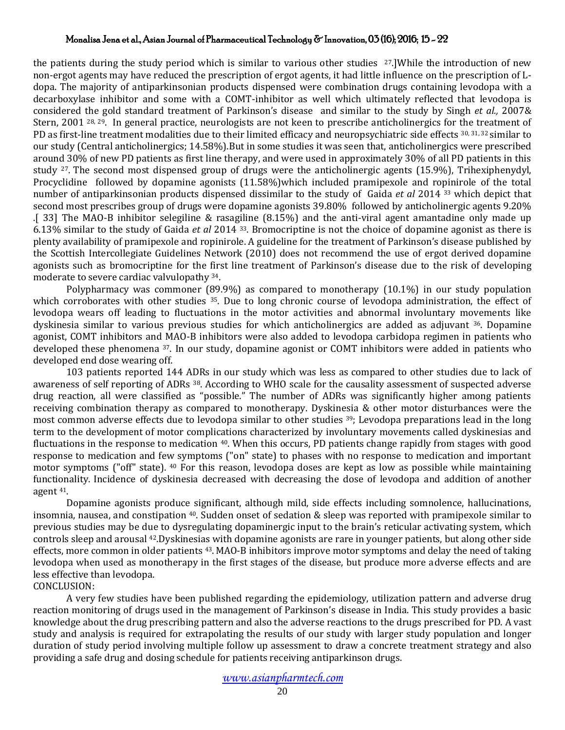the patients during the study period which is similar to various other studies [27].]While the introduction of new non-ergot agents may have reduced the prescription of ergot agents, it had little influence on the prescription of L-dopa. The majority of antiparkinsonian products dispensed were combination drugs containing levodopa with a decarboxylase inhibitor and some with a COMT-inhibitor as well which ultimately reflected that levodopa is considered the gold standard treatment of Parkinson's disease and similar to the study by Singh *et al.,* 2007& Stern, 2001 [28, 29]. In general practice, neurologists are not keen to prescribe anticholinergics for the treatment of PD as first-line treatment modalities due to their limited efficacy and neuropsychiatric side effects [30, 31, 32] similar to our study (Central anticholinergics; 14.58%).But in some studies it was seen that, anticholinergics were prescribed around 30% of new PD patients as first line therapy, and were used in approximately 30% of all PD patients in this study [27]. The second most dispensed group of drugs were the anticholinergic agents (15.9%), Trihexiphenydyl, Procyclidine followed by dopamine agonists (11.58%)which included pramipexole and ropinirole of the total number of antiparkinsonian products dispensed dissimilar to the study of Gaida *et al* 2014 [33] which depict that second most prescribes group of drugs were dopamine agonists 39.80% followed by anticholinergic agents 9.20% .[ 33] The MAO-B inhibitor selegiline & rasagiline (8.15%) and the anti-viral agent amantadine only made up 6.13% similar to the study of Gaida *et al* 2014 [33]. Bromocriptine is not the choice of dopamine agonist as there is plenty availability of pramipexole and ropinirole. A guideline for the treatment of Parkinson's disease published by the Scottish Intercollegiate Guidelines Network (2010) does not recommend the use of ergot derived dopamine agonists such as bromocriptine for the first line treatment of Parkinson's disease due to the risk of developing moderate to severe cardiac valvulopathy [34].

Polypharmacy was commoner (89.9%) as compared to monotherapy (10.1%) in our study population which corroborates with other studies [35]. Due to long chronic course of levodopa administration, the effect of levodopa wears off leading to fluctuations in the motor activities and abnormal involuntary movements like dyskinesia similar to various previous studies for which anticholinergics are added as adjuvant [36]. Dopamine agonist, COMT inhibitors and MAO-B inhibitors were also added to levodopa carbidopa regimen in patients who developed these phenomena [37]. In our study, dopamine agonist or COMT inhibitors were added in patients who developed end dose wearing off.

103 patients reported 144 ADRs in our study which was less as compared to other studies due to lack of awareness of self reporting of ADRs [38]. According to WHO scale for the causality assessment of suspected adverse drug reaction, all were classified as "possible." The number of ADRs was significantly higher among patients receiving combination therapy as compared to monotherapy. Dyskinesia & other motor disturbances were the most common adverse effects due to levodopa similar to other studies [39]; Levodopa preparations lead in the long term to the development of motor complications characterized by involuntary movements called dyskinesias and fluctuations in the response to medication [40]. When this occurs, PD patients change rapidly from stages with good response to medication and few symptoms ("on" state) to phases with no response to medication and important motor symptoms ("off" state). [40] For this reason, levodopa doses are kept as low as possible while maintaining functionality. Incidence of dyskinesia decreased with decreasing the dose of levodopa and addition of another agent [41].

Dopamine agonists produce significant, although mild, side effects including somnolence, hallucinations, insomnia, nausea, and constipation [40]. Sudden onset of sedation & sleep was reported with pramipexole similar to previous studies may be due to dysregulating dopaminergic input to the brain's reticular activating system, which controls sleep and arousal [42].Dyskinesias with dopamine agonists are rare in younger patients, but along other side effects, more common in older patients [43]. MAO-B inhibitors improve motor symptoms and delay the need of taking levodopa when used as monotherapy in the first stages of the disease, but produce more adverse effects and are less effective than levodopa.

## CONCLUSION:

A very few studies have been published regarding the epidemiology, utilization pattern and adverse drug reaction monitoring of drugs used in the management of Parkinson's disease in India. This study provides a basic knowledge about the drug prescribing pattern and also the adverse reactions to the drugs prescribed for PD. A vast study and analysis is required for extrapolating the results of our study with larger study population and longer duration of study period involving multiple follow up assessment to draw a concrete treatment strategy and also providing a safe drug and dosing schedule for patients receiving antiparkinson drugs.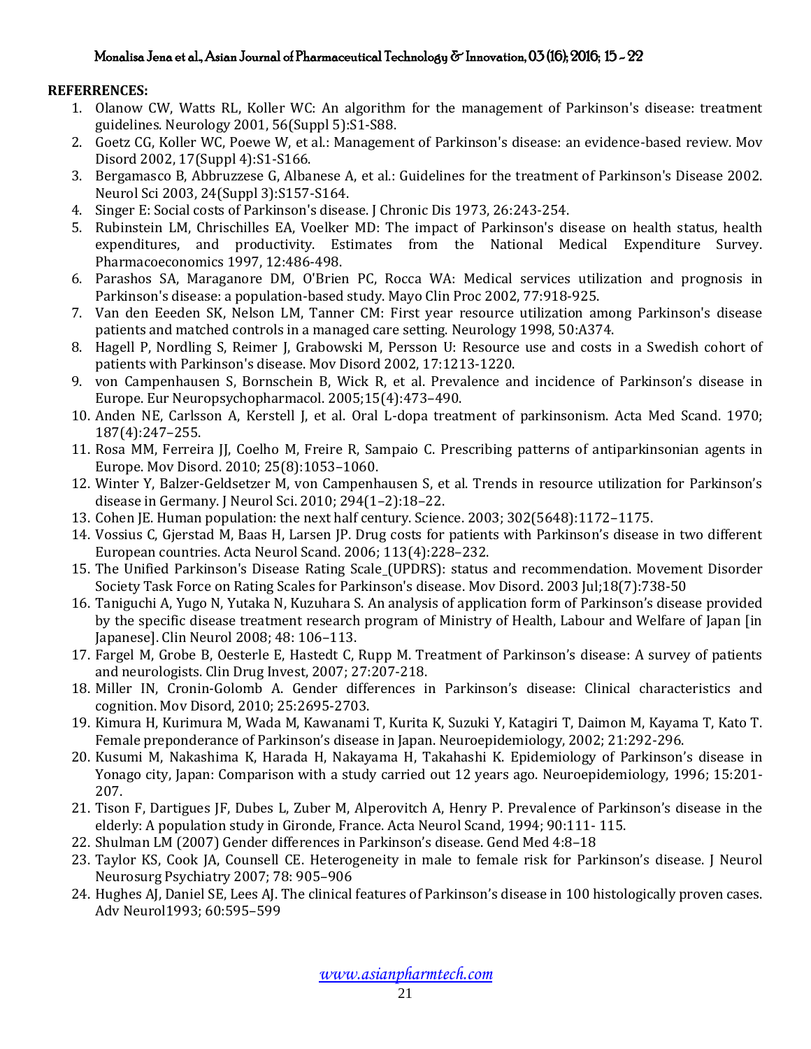**REFERRENCES:**

1. Olanow CW, Watts RL, Koller WC: An algorithm for the management of Parkinson's disease: treatment guidelines. Neurology 2001, 56(Suppl 5):S1-S88.
2. Goetz CG, Koller WC, Poewe W, et al.: Management of Parkinson's disease: an evidence-based review. Mov Disord 2002, 17(Suppl 4):S1-S166.
3. Bergamasco B, Abbruzzese G, Albanese A, et al.: Guidelines for the treatment of Parkinson's Disease 2002. Neurol Sci 2003, 24(Suppl 3):S157-S164.
4. Singer E: Social costs of Parkinson's disease. J Chronic Dis 1973, 26:243-254.
5. Rubinstein LM, Chrischilles EA, Voelker MD: The impact of Parkinson's disease on health status, health expenditures, and productivity. Estimates from the National Medical Expenditure Survey. Pharmacoeconomics 1997, 12:486-498.
6. Parashos SA, Maraganore DM, O'Brien PC, Rocca WA: Medical services utilization and prognosis in Parkinson's disease: a population-based study. Mayo Clin Proc 2002, 77:918-925.
7. Van den Eeeden SK, Nelson LM, Tanner CM: First year resource utilization among Parkinson's disease patients and matched controls in a managed care setting. Neurology 1998, 50:A374.
8. Hagell P, Nordling S, Reimer J, Grabowski M, Persson U: Resource use and costs in a Swedish cohort of patients with Parkinson's disease. Mov Disord 2002, 17:1213-1220.
9. von Campenhausen S, Bornschein B, Wick R, et al. Prevalence and incidence of Parkinson's disease in Europe. Eur Neuropsychopharmacol. 2005;15(4):473–490.
10. Anden NE, Carlsson A, Kerstell J, et al. Oral L-dopa treatment of parkinsonism. Acta Med Scand. 1970; 187(4):247–255.
11. Rosa MM, Ferreira JJ, Coelho M, Freire R, Sampaio C. Prescribing patterns of antiparkinsonian agents in Europe. Mov Disord. 2010; 25(8):1053–1060.
12. Winter Y, Balzer-Geldsetzer M, von Campenhausen S, et al. Trends in resource utilization for Parkinson's disease in Germany. J Neurol Sci. 2010; 294(1–2):18–22.
13. Cohen JE. Human population: the next half century. Science. 2003; 302(5648):1172–1175.
14. Vossius C, Gjerstad M, Baas H, Larsen JP. Drug costs for patients with Parkinson's disease in two different European countries. Acta Neurol Scand. 2006; 113(4):228–232.
15. The Unified Parkinson's Disease Rating Scale (UPDRS): status and recommendation. Movement Disorder Society Task Force on Rating Scales for Parkinson's disease. Mov Disord. 2003 Jul;18(7):738-50
16. Taniguchi A, Yugo N, Yutaka N, Kuzuhara S. An analysis of application form of Parkinson's disease provided by the specific disease treatment research program of Ministry of Health, Labour and Welfare of Japan [in Japanese]. Clin Neurol 2008; 48: 106–113.
17. Fargel M, Grobe B, Oesterle E, Hastedt C, Rupp M. Treatment of Parkinson's disease: A survey of patients and neurologists. Clin Drug Invest, 2007; 27:207-218.
18. Miller IN, Cronin-Golomb A. Gender differences in Parkinson's disease: Clinical characteristics and cognition. Mov Disord, 2010; 25:2695-2703.
19. Kimura H, Kurimura M, Wada M, Kawanami T, Kurita K, Suzuki Y, Katagiri T, Daimon M, Kayama T, Kato T. Female preponderance of Parkinson's disease in Japan. Neuroepidemiology, 2002; 21:292-296.
20. Kusumi M, Nakashima K, Harada H, Nakayama H, Takahashi K. Epidemiology of Parkinson's disease in Yonago city, Japan: Comparison with a study carried out 12 years ago. Neuroepidemiology, 1996; 15:201-207.
21. Tison F, Dartigues JF, Dubes L, Zuber M, Alperovitch A, Henry P. Prevalence of Parkinson's disease in the elderly: A population study in Gironde, France. Acta Neurol Scand, 1994; 90:111- 115.
22. Shulman LM (2007) Gender differences in Parkinson's disease. Gend Med 4:8–18
23. Taylor KS, Cook JA, Counsell CE. Heterogeneity in male to female risk for Parkinson's disease. J Neurol Neurosurg Psychiatry 2007; 78: 905–906
24. Hughes AJ, Daniel SE, Lees AJ. The clinical features of Parkinson's disease in 100 histologically proven cases. Adv Neurol1993; 60:595–599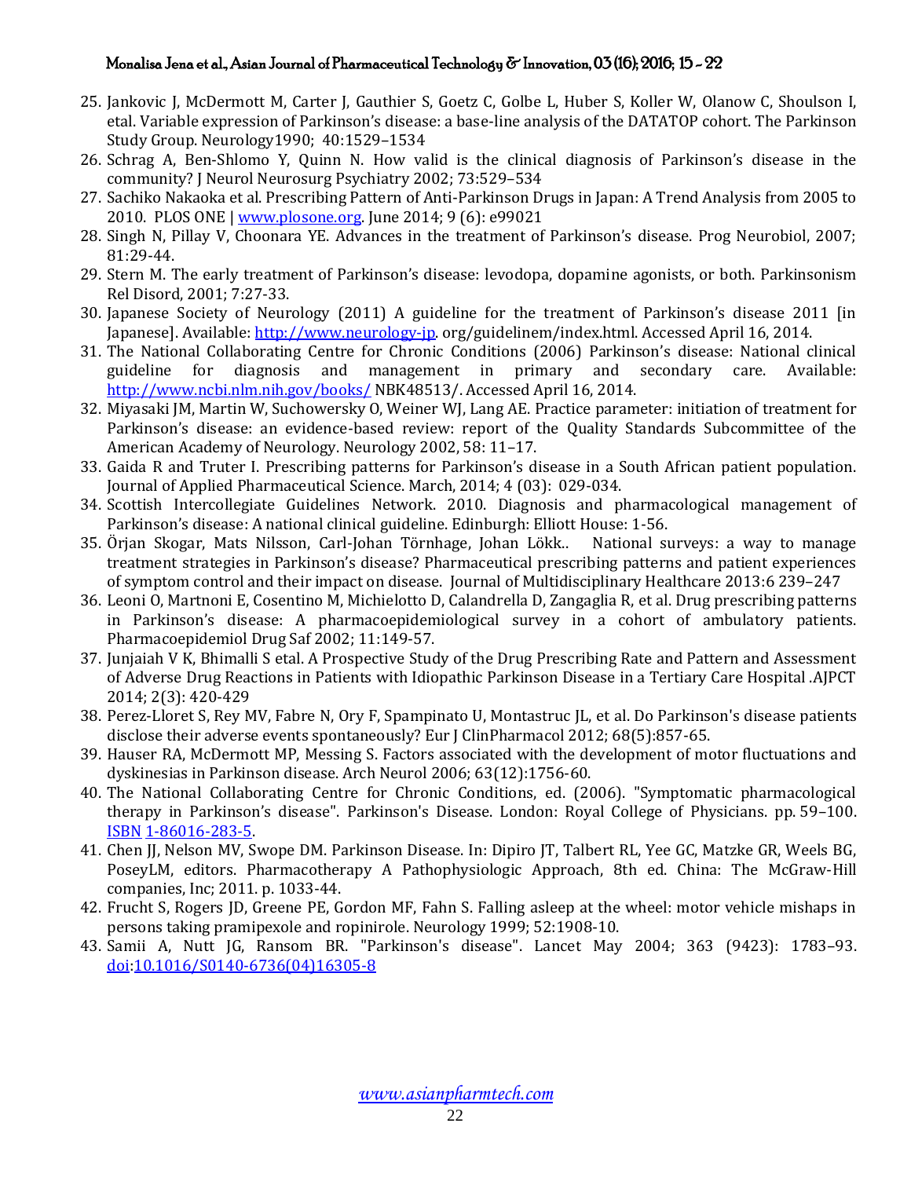25. Jankovic J, McDermott M, Carter J, Gauthier S, Goetz C, Golbe L, Huber S, Koller W, Olanow C, Shoulson I, etal. Variable expression of Parkinson's disease: a base-line analysis of the DATATOP cohort. The Parkinson Study Group. Neurology1990; 40:1529–1534
26. Schrag A, Ben-Shlomo Y, Quinn N. How valid is the clinical diagnosis of Parkinson's disease in the community? J Neurol Neurosurg Psychiatry 2002; 73:529–534
27. Sachiko Nakaoka et al. Prescribing Pattern of Anti-Parkinson Drugs in Japan: A Trend Analysis from 2005 to 2010. PLOS ONE | www.plosone.org. June 2014; 9 (6): e99021
28. Singh N, Pillay V, Choonara YE. Advances in the treatment of Parkinson's disease. Prog Neurobiol, 2007; 81:29-44.
29. Stern M. The early treatment of Parkinson's disease: levodopa, dopamine agonists, or both. Parkinsonism Rel Disord, 2001; 7:27-33.
30. Japanese Society of Neurology (2011) A guideline for the treatment of Parkinson's disease 2011 [in Japanese]. Available: http://www.neurology-jp. org/guidelinem/index.html. Accessed April 16, 2014.
31. The National Collaborating Centre for Chronic Conditions (2006) Parkinson's disease: National clinical guideline for diagnosis and management in primary and secondary care. Available: http://www.ncbi.nlm.nih.gov/books/ NBK48513/. Accessed April 16, 2014.
32. Miyasaki JM, Martin W, Suchowersky O, Weiner WJ, Lang AE. Practice parameter: initiation of treatment for Parkinson's disease: an evidence-based review: report of the Quality Standards Subcommittee of the American Academy of Neurology. Neurology 2002, 58: 11–17.
33. Gaida R and Truter I. Prescribing patterns for Parkinson's disease in a South African patient population. Journal of Applied Pharmaceutical Science. March, 2014; 4 (03): 029-034.
34. Scottish Intercollegiate Guidelines Network. 2010. Diagnosis and pharmacological management of Parkinson's disease: A national clinical guideline. Edinburgh: Elliott House: 1-56.
35. Örjan Skogar, Mats Nilsson, Carl-Johan Törnhage, Johan Lökk.. National surveys: a way to manage treatment strategies in Parkinson's disease? Pharmaceutical prescribing patterns and patient experiences of symptom control and their impact on disease. Journal of Multidisciplinary Healthcare 2013:6 239–247
36. Leoni O, Martnoni E, Cosentino M, Michielotto D, Calandrella D, Zangaglia R, et al. Drug prescribing patterns in Parkinson's disease: A pharmacoepidemiological survey in a cohort of ambulatory patients. Pharmacoepidemiol Drug Saf 2002; 11:149-57.
37. Junjaiah V K, Bhimalli S etal. A Prospective Study of the Drug Prescribing Rate and Pattern and Assessment of Adverse Drug Reactions in Patients with Idiopathic Parkinson Disease in a Tertiary Care Hospital .AJPCT 2014; 2(3): 420-429
38. Perez-Lloret S, Rey MV, Fabre N, Ory F, Spampinato U, Montastruc JL, et al. Do Parkinson's disease patients disclose their adverse events spontaneously? Eur J ClinPharmacol 2012; 68(5):857-65.
39. Hauser RA, McDermott MP, Messing S. Factors associated with the development of motor fluctuations and dyskinesias in Parkinson disease. Arch Neurol 2006; 63(12):1756-60.
40. The National Collaborating Centre for Chronic Conditions, ed. (2006). "Symptomatic pharmacological therapy in Parkinson's disease". Parkinson's Disease. London: Royal College of Physicians. pp. 59–100. ISBN 1-86016-283-5.
41. Chen JJ, Nelson MV, Swope DM. Parkinson Disease. In: Dipiro JT, Talbert RL, Yee GC, Matzke GR, Weels BG, PoseyLM, editors. Pharmacotherapy A Pathophysiologic Approach, 8th ed. China: The McGraw-Hill companies, Inc; 2011. p. 1033-44.
42. Frucht S, Rogers JD, Greene PE, Gordon MF, Fahn S. Falling asleep at the wheel: motor vehicle mishaps in persons taking pramipexole and ropinirole. Neurology 1999; 52:1908-10.
43. Samii A, Nutt JG, Ransom BR. "Parkinson's disease". Lancet May 2004; 363 (9423): 1783–93. doi:10.1016/S0140-6736(04)16305-8